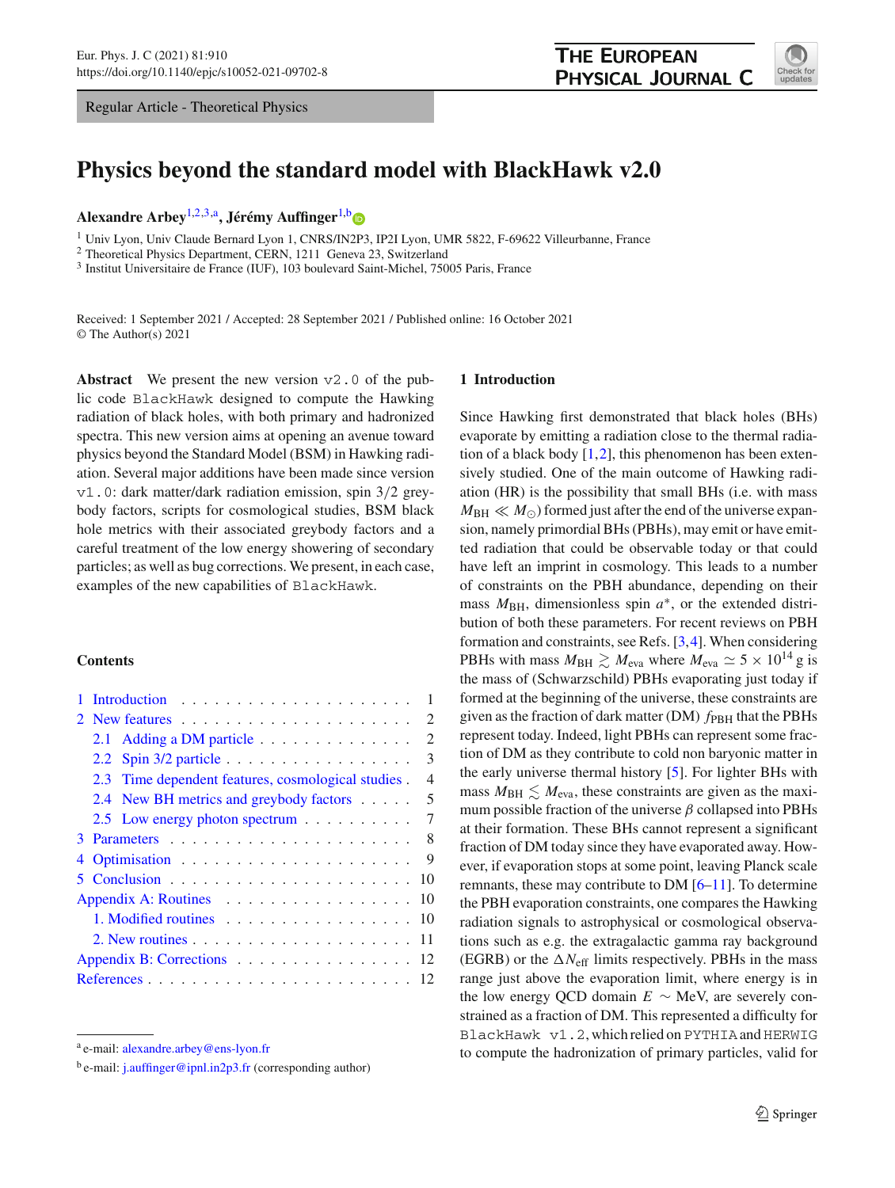# Physics beyond the standard model with BlackHawk v2.0

**Alexandre Arbey**[1,2,3,a], **Jérémy Auffinger**[1,b]

[1] Univ Lyon, Univ Claude Bernard Lyon 1, CNRS/IN2P3, IP2I Lyon, UMR 5822, F-69622 Villeurbanne, France
[2] Theoretical Physics Department, CERN, 1211 Geneva 23, Switzerland
[3] Institut Universitaire de France (IUF), 103 boulevard Saint-Michel, 75005 Paris, France

Received: 1 September 2021 / Accepted: 28 September 2021 / Published online: 16 October 2021
© The Author(s) 2021

**Abstract** We present the new version `v2.0` of the public code `BlackHawk` designed to compute the Hawking radiation of black holes, with both primary and hadronized spectra. This new version aims at opening an avenue toward physics beyond the Standard Model (BSM) in Hawking radiation. Several major additions have been made since version `v1.0`: dark matter/dark radiation emission, spin 3/2 greybody factors, scripts for cosmological studies, BSM black hole metrics with their associated greybody factors and a careful treatment of the low energy showering of secondary particles; as well as bug corrections. We present, in each case, examples of the new capabilities of `BlackHawk`.

**Contents**

- 1 Introduction . . . 1
- 2 New features . . . 2
  - 2.1 Adding a DM particle . . . 2
  - 2.2 Spin 3/2 particle . . . 3
  - 2.3 Time dependent features, cosmological studies . . . 4
  - 2.4 New BH metrics and greybody factors . . . 5
  - 2.5 Low energy photon spectrum . . . 7
- 3 Parameters . . . 8
- 4 Optimisation . . . 9
- 5 Conclusion . . . 10
- Appendix A: Routines . . . 10
  - 1. Modified routines . . . 10
  - 2. New routines . . . 11
- Appendix B: Corrections . . . 12
- References . . . 12

## 1 Introduction

Since Hawking first demonstrated that black holes (BHs) evaporate by emitting a radiation close to the thermal radiation of a black body [1,2], this phenomenon has been extensively studied. One of the main outcome of Hawking radiation (HR) is the possibility that small BHs (i.e. with mass $M_{\rm BH} \ll M_\odot$) formed just after the end of the universe expansion, namely primordial BHs (PBHs), may emit or have emitted radiation that could be observable today or that could have left an imprint in cosmology. This leads to a number of constraints on the PBH abundance, depending on their mass $M_{\rm BH}$, dimensionless spin $a^*$, or the extended distribution of both these parameters. For recent reviews on PBH formation and constraints, see Refs. [3,4]. When considering PBHs with mass $M_{\rm BH} \gtrsim M_{\rm eva}$ where $M_{\rm eva} \simeq 5 \times 10^{14}$ g is the mass of (Schwarzschild) PBHs evaporating just today if formed at the beginning of the universe, these constraints are given as the fraction of dark matter (DM) $f_{\rm PBH}$ that the PBHs represent today. Indeed, light PBHs can represent some fraction of DM as they contribute to cold non baryonic matter in the early universe thermal history [5]. For lighter BHs with mass $M_{\rm BH} \lesssim M_{\rm eva}$, these constraints are given as the maximum possible fraction of the universe $\beta$ collapsed into PBHs at their formation. These BHs cannot represent a significant fraction of DM today since they have evaporated away. However, if evaporation stops at some point, leaving Planck scale remnants, these may contribute to DM [6–11]. To determine the PBH evaporation constraints, one compares the Hawking radiation signals to astrophysical or cosmological observations such as e.g. the extragalactic gamma ray background (EGRB) or the $\Delta N_{\rm eff}$ limits respectively. PBHs in the mass range just above the evaporation limit, where energy is in the low energy QCD domain $E \sim$ MeV, are severely constrained as a fraction of DM. This represented a difficulty for `BlackHawk v1.2`, which relied on `PYTHIA` and `HERWIG` to compute the hadronization of primary particles, valid for

[a] e-mail: alexandre.arbey@ens-lyon.fr

[b] e-mail: j.auffinger@ipnl.in2p3.fr (corresponding author)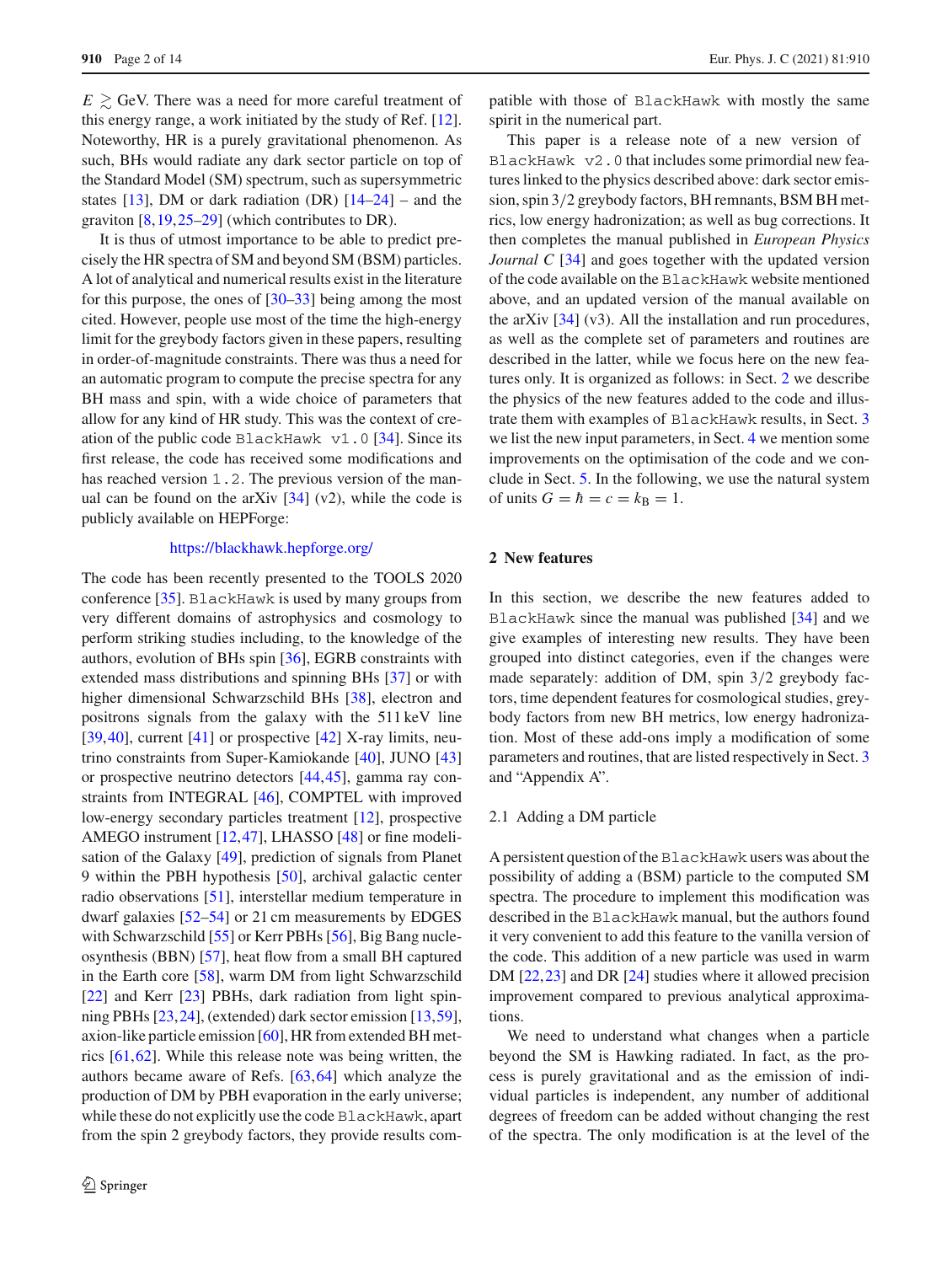$E \gtrsim$ GeV. There was a need for more careful treatment of this energy range, a work initiated by the study of Ref. [12]. Noteworthy, HR is a purely gravitational phenomenon. As such, BHs would radiate any dark sector particle on top of the Standard Model (SM) spectrum, such as supersymmetric states [13], DM or dark radiation (DR) [14–24] – and the graviton [8,19,25–29] (which contributes to DR).

It is thus of utmost importance to be able to predict precisely the HR spectra of SM and beyond SM (BSM) particles. A lot of analytical and numerical results exist in the literature for this purpose, the ones of [30–33] being among the most cited. However, people use most of the time the high-energy limit for the greybody factors given in these papers, resulting in order-of-magnitude constraints. There was thus a need for an automatic program to compute the precise spectra for any BH mass and spin, with a wide choice of parameters that allow for any kind of HR study. This was the context of creation of the public code `BlackHawk v1.0` [34]. Since its first release, the code has received some modifications and has reached version `1.2`. The previous version of the manual can be found on the arXiv [34] (v2), while the code is publicly available on HEPForge:

https://blackhawk.hepforge.org/

The code has been recently presented to the TOOLS 2020 conference [35]. `BlackHawk` is used by many groups from very different domains of astrophysics and cosmology to perform striking studies including, to the knowledge of the authors, evolution of BHs spin [36], EGRB constraints with extended mass distributions and spinning BHs [37] or with higher dimensional Schwarzschild BHs [38], electron and positrons signals from the galaxy with the 511 keV line [39,40], current [41] or prospective [42] X-ray limits, neutrino constraints from Super-Kamiokande [40], JUNO [43] or prospective neutrino detectors [44,45], gamma ray constraints from INTEGRAL [46], COMPTEL with improved low-energy secondary particles treatment [12], prospective AMEGO instrument [12,47], LHASSO [48] or fine modelisation of the Galaxy [49], prediction of signals from Planet 9 within the PBH hypothesis [50], archival galactic center radio observations [51], interstellar medium temperature in dwarf galaxies [52–54] or 21 cm measurements by EDGES with Schwarzschild [55] or Kerr PBHs [56], Big Bang nucleosynthesis (BBN) [57], heat flow from a small BH captured in the Earth core [58], warm DM from light Schwarzschild [22] and Kerr [23] PBHs, dark radiation from light spinning PBHs [23,24], (extended) dark sector emission [13,59], axion-like particle emission [60], HR from extended BH metrics [61,62]. While this release note was being written, the authors became aware of Refs. [63,64] which analyze the production of DM by PBH evaporation in the early universe; while these do not explicitly use the code `BlackHawk`, apart from the spin 2 greybody factors, they provide results compatible with those of `BlackHawk` with mostly the same spirit in the numerical part.

This paper is a release note of a new version of `BlackHawk v2.0` that includes some primordial new features linked to the physics described above: dark sector emission, spin $3/2$ greybody factors, BH remnants, BSM BH metrics, low energy hadronization; as well as bug corrections. It then completes the manual published in *European Physics Journal C* [34] and goes together with the updated version of the code available on the `BlackHawk` website mentioned above, and an updated version of the manual available on the arXiv [34] (v3). All the installation and run procedures, as well as the complete set of parameters and routines are described in the latter, while we focus here on the new features only. It is organized as follows: in Sect. 2 we describe the physics of the new features added to the code and illustrate them with examples of `BlackHawk` results, in Sect. 3 we list the new input parameters, in Sect. 4 we mention some improvements on the optimisation of the code and we conclude in Sect. 5. In the following, we use the natural system of units $G = \hbar = c = k_{\rm B} = 1$.

## 2 New features

In this section, we describe the new features added to `BlackHawk` since the manual was published [34] and we give examples of interesting new results. They have been grouped into distinct categories, even if the changes were made separately: addition of DM, spin $3/2$ greybody factors, time dependent features for cosmological studies, greybody factors from new BH metrics, low energy hadronization. Most of these add-ons imply a modification of some parameters and routines, that are listed respectively in Sect. 3 and "Appendix A".

### 2.1 Adding a DM particle

A persistent question of the `BlackHawk` users was about the possibility of adding a (BSM) particle to the computed SM spectra. The procedure to implement this modification was described in the `BlackHawk` manual, but the authors found it very convenient to add this feature to the vanilla version of the code. This addition of a new particle was used in warm DM [22,23] and DR [24] studies where it allowed precision improvement compared to previous analytical approximations.

We need to understand what changes when a particle beyond the SM is Hawking radiated. In fact, as the process is purely gravitational and as the emission of individual particles is independent, any number of additional degrees of freedom can be added without changing the rest of the spectra. The only modification is at the level of the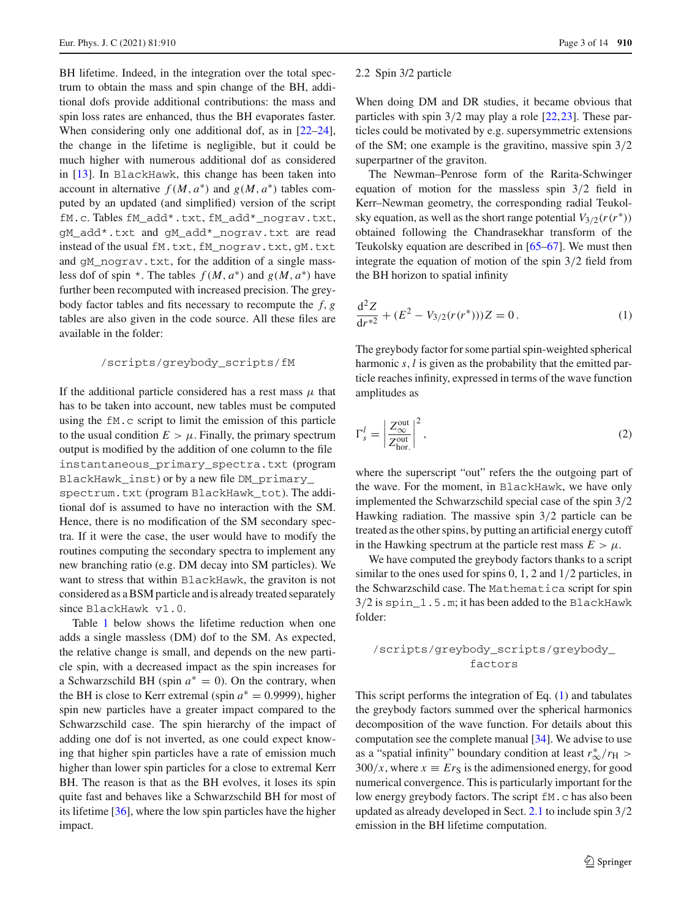BH lifetime. Indeed, in the integration over the total spectrum to obtain the mass and spin change of the BH, additional dofs provide additional contributions: the mass and spin loss rates are enhanced, thus the BH evaporates faster. When considering only one additional dof, as in [22–24], the change in the lifetime is negligible, but it could be much higher with numerous additional dof as considered in [13]. In `BlackHawk`, this change has been taken into account in alternative $f(M, a^*)$ and $g(M, a^*)$ tables computed by an updated (and simplified) version of the script `fM.c`. Tables `fM_add*.txt`, `fM_add*_nograv.txt`, `gM_add*.txt` and `gM_add*_nograv.txt` are read instead of the usual `fM.txt`, `fM_nograv.txt`, `gM.txt` and `gM_nograv.txt`, for the addition of a single massless dof of spin `*`. The tables $f(M, a^*)$ and $g(M, a^*)$ have further been recomputed with increased precision. The greybody factor tables and fits necessary to recompute the $f$, $g$ tables are also given in the code source. All these files are available in the folder:

```
/scripts/greybody_scripts/fM
```

If the additional particle considered has a rest mass $\mu$ that has to be taken into account, new tables must be computed using the `fM.c` script to limit the emission of this particle to the usual condition $E > \mu$. Finally, the primary spectrum output is modified by the addition of one column to the file `instantaneous_primary_spectra.txt` (program `BlackHawk_inst`) or by a new file `DM_primary_spectrum.txt` (program `BlackHawk_tot`). The additional dof is assumed to have no interaction with the SM. Hence, there is no modification of the SM secondary spectra. If it were the case, the user would have to modify the routines computing the secondary spectra to implement any new branching ratio (e.g. DM decay into SM particles). We want to stress that within `BlackHawk`, the graviton is not considered as a BSM particle and is already treated separately since `BlackHawk v1.0`.

Table 1 below shows the lifetime reduction when one adds a single massless (DM) dof to the SM. As expected, the relative change is small, and depends on the new particle spin, with a decreased impact as the spin increases for a Schwarzschild BH (spin $a^* = 0$). On the contrary, when the BH is close to Kerr extremal (spin $a^* = 0.9999$), higher spin new particles have a greater impact compared to the Schwarzschild case. The spin hierarchy of the impact of adding one dof is not inverted, as one could expect knowing that higher spin particles have a rate of emission much higher than lower spin particles for a close to extremal Kerr BH. The reason is that as the BH evolves, it loses its spin quite fast and behaves like a Schwarzschild BH for most of its lifetime [36], where the low spin particles have the higher impact.

### 2.2 Spin 3/2 particle

When doing DM and DR studies, it became obvious that particles with spin 3/2 may play a role [22,23]. These particles could be motivated by e.g. supersymmetric extensions of the SM; one example is the gravitino, massive spin 3/2 superpartner of the graviton.

The Newman–Penrose form of the Rarita-Schwinger equation of motion for the massless spin 3/2 field in Kerr–Newman geometry, the corresponding radial Teukolsky equation, as well as the short range potential $V_{3/2}(r(r^*))$ obtained following the Chandrasekhar transform of the Teukolsky equation are described in [65–67]. We must then integrate the equation of motion of the spin 3/2 field from the BH horizon to spatial infinity

$$
\frac{\mathrm{d}^2 Z}{\mathrm{d}r^{*2}} + (E^2 - V_{3/2}(r(r^*)))Z = 0\,. \tag{1}
$$

The greybody factor for some partial spin-weighted spherical harmonic $s, l$ is given as the probability that the emitted particle reaches infinity, expressed in terms of the wave function amplitudes as

$$
\Gamma_s^l = \left| \frac{Z_\infty^{\text{out}}}{Z_{\text{hor.}}^{\text{out}}} \right|^2, \tag{2}
$$

where the superscript "out" refers the the outgoing part of the wave. For the moment, in `BlackHawk`, we have only implemented the Schwarzschild special case of the spin 3/2 Hawking radiation. The massive spin 3/2 particle can be treated as the other spins, by putting an artificial energy cutoff in the Hawking spectrum at the particle rest mass $E > \mu$.

We have computed the greybody factors thanks to a script similar to the ones used for spins 0, 1, 2 and 1/2 particles, in the Schwarzschild case. The `Mathematica` script for spin 3/2 is `spin_1.5.m`; it has been added to the `BlackHawk` folder:

```
/scripts/greybody_scripts/greybody_factors
```

This script performs the integration of Eq. (1) and tabulates the greybody factors summed over the spherical harmonics decomposition of the wave function. For details about this computation see the complete manual [34]. We advise to use as a "spatial infinity" boundary condition at least $r^*_\infty/r_\mathrm{H} > 300/x$, where $x \equiv E r_\mathrm{S}$ is the adimensioned energy, for good numerical convergence. This is particularly important for the low energy greybody factors. The script `fM.c` has also been updated as already developed in Sect. 2.1 to include spin 3/2 emission in the BH lifetime computation.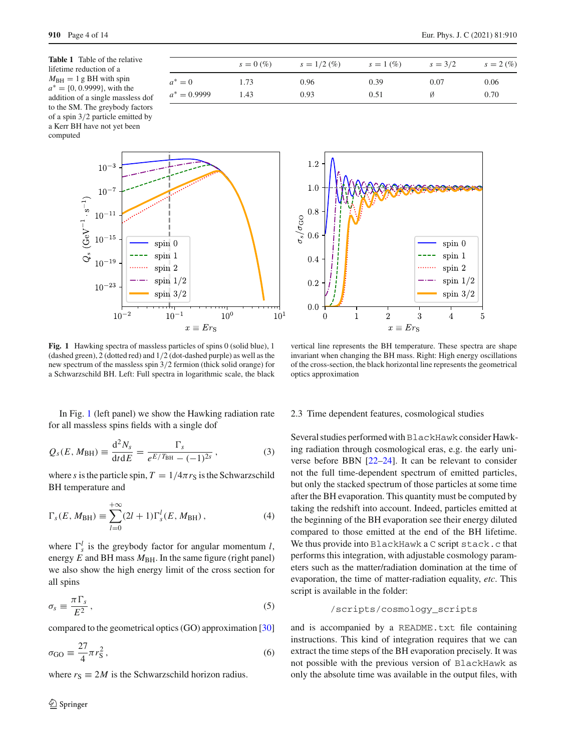**Table 1** Table of the relative lifetime reduction of a $M_{\rm BH} = 1$ g BH with spin $a^* = \{0, 0.9999\}$, with the addition of a single massless dof to the SM. The greybody factors of a spin 3/2 particle emitted by a Kerr BH have not yet been computed

| | $s = 0$ (%) | $s = 1/2$ (%) | $s = 1$ (%) | $s = 3/2$ | $s = 2$ (%) |
|---|---|---|---|---|---|
| $a^* = 0$ | 1.73 | 0.96 | 0.39 | 0.07 | 0.06 |
| $a^* = 0.9999$ | 1.43 | 0.93 | 0.51 | ∅ | 0.70 |

**Fig. 1** Hawking spectra of massless particles of spins 0 (solid blue), 1 (dashed green), 2 (dotted red) and 1/2 (dot-dashed purple) as well as the new spectrum of the massless spin 3/2 fermion (thick solid orange) for a Schwarzschild BH. Left: Full spectra in logarithmic scale, the black vertical line represents the BH temperature. These spectra are shape invariant when changing the BH mass. Right: High energy oscillations of the cross-section, the black horizontal line represents the geometrical optics approximation

In Fig. 1 (left panel) we show the Hawking radiation rate for all massless spins fields with a single dof

$$Q_s(E, M_{\rm BH}) \equiv \frac{{\rm d}^2 N_s}{{\rm d}t{\rm d}E} = \frac{\Gamma_s}{e^{E/T_{\rm BH}} - (-1)^{2s}}\,, \tag{3}$$

where $s$ is the particle spin, $T = 1/4\pi r_{\rm S}$ is the Schwarzschild BH temperature and

$$\Gamma_s(E, M_{\rm BH}) \equiv \sum_{l=0}^{+\infty}(2l+1)\Gamma_s^l(E, M_{\rm BH})\,, \tag{4}$$

where $\Gamma_s^l$ is the greybody factor for angular momentum $l$, energy $E$ and BH mass $M_{\rm BH}$. In the same figure (right panel) we also show the high energy limit of the cross section for all spins

$$\sigma_s \equiv \frac{\pi \Gamma_s}{E^2}\,, \tag{5}$$

compared to the geometrical optics (GO) approximation [30]

$$\sigma_{\rm GO} \equiv \frac{27}{4}\pi r_{\rm S}^2\,, \tag{6}$$

where $r_{\rm S} \equiv 2M$ is the Schwarzschild horizon radius.

### 2.3 Time dependent features, cosmological studies

Several studies performed with BlackHawk consider Hawking radiation through cosmological eras, e.g. the early universe before BBN [22–24]. It can be relevant to consider not the full time-dependent spectrum of emitted particles, but only the stacked spectrum of those particles at some time after the BH evaporation. This quantity must be computed by taking the redshift into account. Indeed, particles emitted at the beginning of the BH evaporation see their energy diluted compared to those emitted at the end of the BH lifetime. We thus provide into BlackHawk a C script `stack.c` that performs this integration, with adjustable cosmology parameters such as the matter/radiation domination at the time of evaporation, the time of matter-radiation equality, *etc*. This script is available in the folder:

```
/scripts/cosmology_scripts
```

and is accompanied by a `README.txt` file containing instructions. This kind of integration requires that we can extract the time steps of the BH evaporation precisely. It was not possible with the previous version of BlackHawk as only the absolute time was available in the output files, with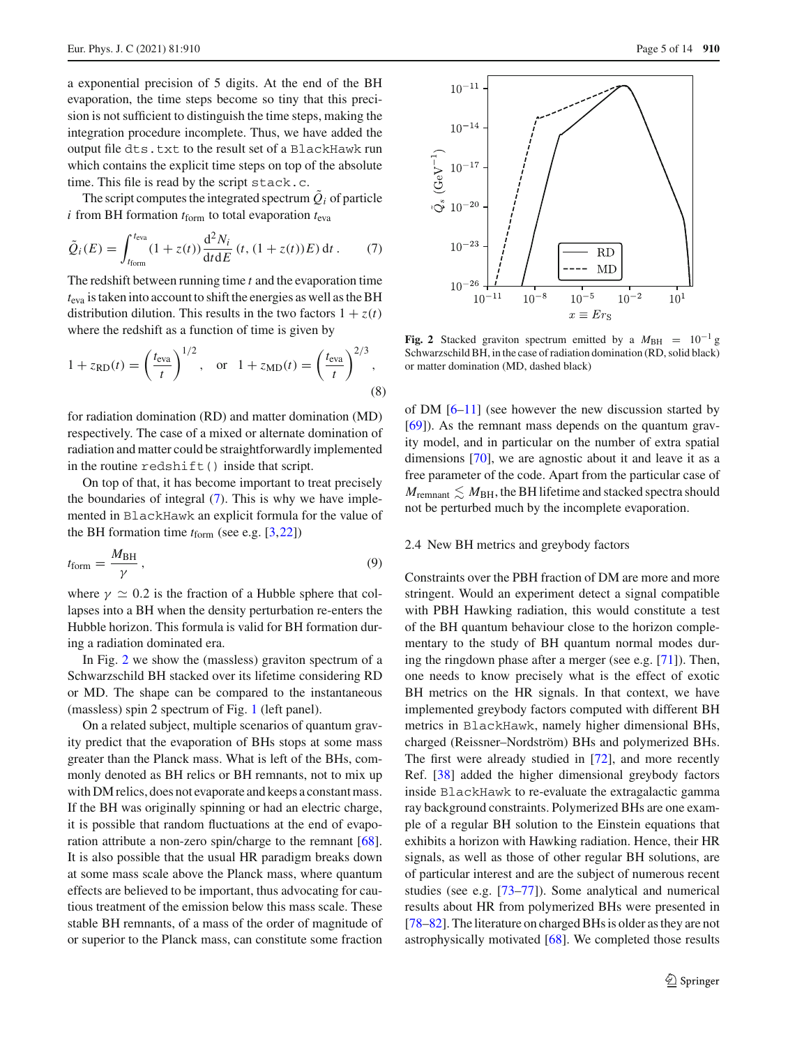a exponential precision of 5 digits. At the end of the BH evaporation, the time steps become so tiny that this precision is not sufficient to distinguish the time steps, making the integration procedure incomplete. Thus, we have added the output file `dts.txt` to the result set of a `BlackHawk` run which contains the explicit time steps on top of the absolute time. This file is read by the script `stack.c`.

The script computes the integrated spectrum $\tilde{Q}_i$ of particle $i$ from BH formation $t_{\rm form}$ to total evaporation $t_{\rm eva}$

$$\tilde{Q}_i(E) = \int_{t_{\rm form}}^{t_{\rm eva}} (1+z(t)) \frac{\mathrm{d}^2 N_i}{\mathrm{d}t\mathrm{d}E}(t, (1+z(t))E)\,\mathrm{d}t\,. \tag{7}$$

The redshift between running time $t$ and the evaporation time $t_{\rm eva}$ is taken into account to shift the energies as well as the BH distribution dilution. This results in the two factors $1+z(t)$ where the redshift as a function of time is given by

$$1+z_{\rm RD}(t) = \left(\frac{t_{\rm eva}}{t}\right)^{1/2}, \quad \text{or} \quad 1+z_{\rm MD}(t) = \left(\frac{t_{\rm eva}}{t}\right)^{2/3}, \tag{8}$$

for radiation domination (RD) and matter domination (MD) respectively. The case of a mixed or alternate domination of radiation and matter could be straightforwardly implemented in the routine `redshift()` inside that script.

On top of that, it has become important to treat precisely the boundaries of integral (7). This is why we have implemented in `BlackHawk` an explicit formula for the value of the BH formation time $t_{\rm form}$ (see e.g. [3,22])

$$t_{\rm form} = \frac{M_{\rm BH}}{\gamma}\,, \tag{9}$$

where $\gamma \simeq 0.2$ is the fraction of a Hubble sphere that collapses into a BH when the density perturbation re-enters the Hubble horizon. This formula is valid for BH formation during a radiation dominated era.

In Fig. 2 we show the (massless) graviton spectrum of a Schwarzschild BH stacked over its lifetime considering RD or MD. The shape can be compared to the instantaneous (massless) spin 2 spectrum of Fig. 1 (left panel).

On a related subject, multiple scenarios of quantum gravity predict that the evaporation of BHs stops at some mass greater than the Planck mass. What is left of the BHs, commonly denoted as BH relics or BH remnants, not to mix up with DM relics, does not evaporate and keeps a constant mass. If the BH was originally spinning or had an electric charge, it is possible that random fluctuations at the end of evaporation attribute a non-zero spin/charge to the remnant [68]. It is also possible that the usual HR paradigm breaks down at some mass scale above the Planck mass, where quantum effects are believed to be important, thus advocating for cautious treatment of the emission below this mass scale. These stable BH remnants, of a mass of the order of magnitude of or superior to the Planck mass, can constitute some fraction of DM [6–11] (see however the new discussion started by [69]). As the remnant mass depends on the quantum gravity model, and in particular on the number of extra spatial dimensions [70], we are agnostic about it and leave it as a free parameter of the code. Apart from the particular case of $M_{\rm remnant} \lesssim M_{\rm BH}$, the BH lifetime and stacked spectra should not be perturbed much by the incomplete evaporation.

**Fig. 2** Stacked graviton spectrum emitted by a $M_{\rm BH} = 10^{-1}\,$g Schwarzschild BH, in the case of radiation domination (RD, solid black) or matter domination (MD, dashed black)

### 2.4 New BH metrics and greybody factors

Constraints over the PBH fraction of DM are more and more stringent. Would an experiment detect a signal compatible with PBH Hawking radiation, this would constitute a test of the BH quantum behaviour close to the horizon complementary to the study of BH quantum normal modes during the ringdown phase after a merger (see e.g. [71]). Then, one needs to know precisely what is the effect of exotic BH metrics on the HR signals. In that context, we have implemented greybody factors computed with different BH metrics in `BlackHawk`, namely higher dimensional BHs, charged (Reissner–Nordström) BHs and polymerized BHs. The first were already studied in [72], and more recently Ref. [38] added the higher dimensional greybody factors inside `BlackHawk` to re-evaluate the extragalactic gamma ray background constraints. Polymerized BHs are one example of a regular BH solution to the Einstein equations that exhibits a horizon with Hawking radiation. Hence, their HR signals, as well as those of other regular BH solutions, are of particular interest and are the subject of numerous recent studies (see e.g. [73–77]). Some analytical and numerical results about HR from polymerized BHs were presented in [78–82]. The literature on charged BHs is older as they are not astrophysically motivated [68]. We completed those results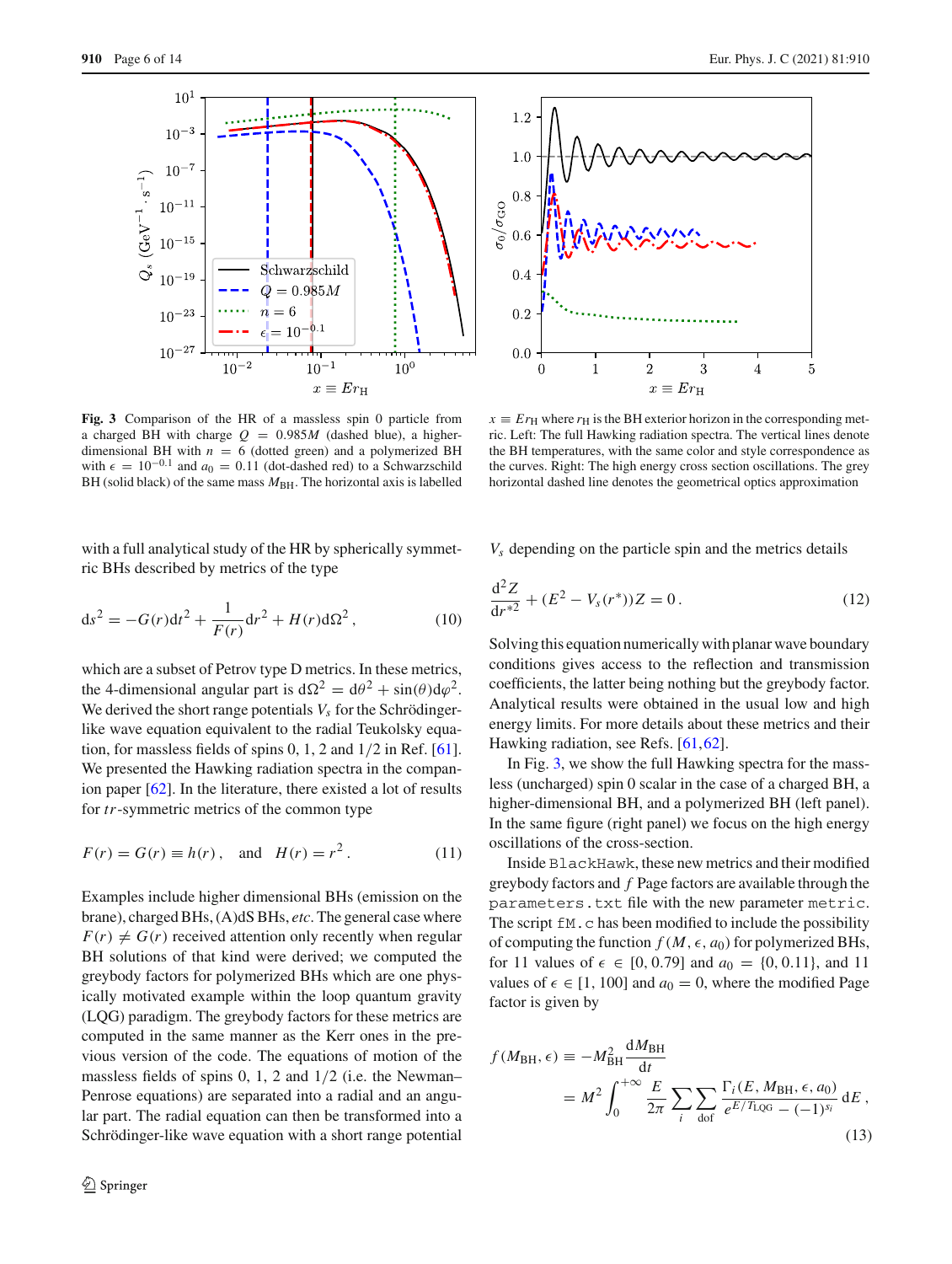**Fig. 3** Comparison of the HR of a massless spin 0 particle from a charged BH with charge $Q = 0.985M$ (dashed blue), a higher-dimensional BH with $n = 6$ (dotted green) and a polymerized BH with $\epsilon = 10^{-0.1}$ and $a_0 = 0.11$ (dot-dashed red) to a Schwarzschild BH (solid black) of the same mass $M_{\rm BH}$. The horizontal axis is labelled $x \equiv Er_{\rm H}$ where $r_{\rm H}$ is the BH exterior horizon in the corresponding metric. Left: The full Hawking radiation spectra. The vertical lines denote the BH temperatures, with the same color and style correspondence as the curves. Right: The high energy cross section oscillations. The grey horizontal dashed line denotes the geometrical optics approximation

with a full analytical study of the HR by spherically symmetric BHs described by metrics of the type

$$\mathrm{d}s^2 = -G(r)\mathrm{d}t^2 + \frac{1}{F(r)}\mathrm{d}r^2 + H(r)\mathrm{d}\Omega^2\,, \tag{10}$$

which are a subset of Petrov type D metrics. In these metrics, the 4-dimensional angular part is $\mathrm{d}\Omega^2 = \mathrm{d}\theta^2 + \sin(\theta)\mathrm{d}\varphi^2$. We derived the short range potentials $V_s$ for the Schrödinger-like wave equation equivalent to the radial Teukolsky equation, for massless fields of spins 0, 1, 2 and 1/2 in Ref. [61]. We presented the Hawking radiation spectra in the companion paper [62]. In the literature, there existed a lot of results for $tr$-symmetric metrics of the common type

$$F(r) = G(r) \equiv h(r)\,, \quad \text{and} \quad H(r) = r^2\,. \tag{11}$$

Examples include higher dimensional BHs (emission on the brane), charged BHs, (A)dS BHs, *etc*. The general case where $F(r) \neq G(r)$ received attention only recently when regular BH solutions of that kind were derived; we computed the greybody factors for polymerized BHs which are one physically motivated example within the loop quantum gravity (LQG) paradigm. The greybody factors for these metrics are computed in the same manner as the Kerr ones in the previous version of the code. The equations of motion of the massless fields of spins 0, 1, 2 and 1/2 (i.e. the Newman–Penrose equations) are separated into a radial and an angular part. The radial equation can then be transformed into a Schrödinger-like wave equation with a short range potential $V_s$ depending on the particle spin and the metrics details

$$\frac{\mathrm{d}^2 Z}{\mathrm{d}r^{*2}} + (E^2 - V_s(r^*))Z = 0\,. \tag{12}$$

Solving this equation numerically with planar wave boundary conditions gives access to the reflection and transmission coefficients, the latter being nothing but the greybody factor. Analytical results were obtained in the usual low and high energy limits. For more details about these metrics and their Hawking radiation, see Refs. [61,62].

In Fig. 3, we show the full Hawking spectra for the massless (uncharged) spin 0 scalar in the case of a charged BH, a higher-dimensional BH, and a polymerized BH (left panel). In the same figure (right panel) we focus on the high energy oscillations of the cross-section.

Inside `BlackHawk`, these new metrics and their modified greybody factors and $f$ Page factors are available through the `parameters.txt` file with the new parameter `metric`. The script `fM.c` has been modified to include the possibility of computing the function $f(M, \epsilon, a_0)$ for polymerized BHs, for 11 values of $\epsilon \in [0, 0.79]$ and $a_0 = \{0, 0.11\}$, and 11 values of $\epsilon \in [1, 100]$ and $a_0 = 0$, where the modified Page factor is given by

$$\begin{aligned} f(M_{\rm BH}, \epsilon) &\equiv -M_{\rm BH}^2 \frac{\mathrm{d}M_{\rm BH}}{\mathrm{d}t} \\ &= M^2 \int_0^{+\infty} \frac{E}{2\pi} \sum_i \sum_{\rm dof} \frac{\Gamma_i(E, M_{\rm BH}, \epsilon, a_0)}{e^{E/T_{\rm LQG}} - (-1)^{s_i}}\,\mathrm{d}E\,, \end{aligned} \tag{13}$$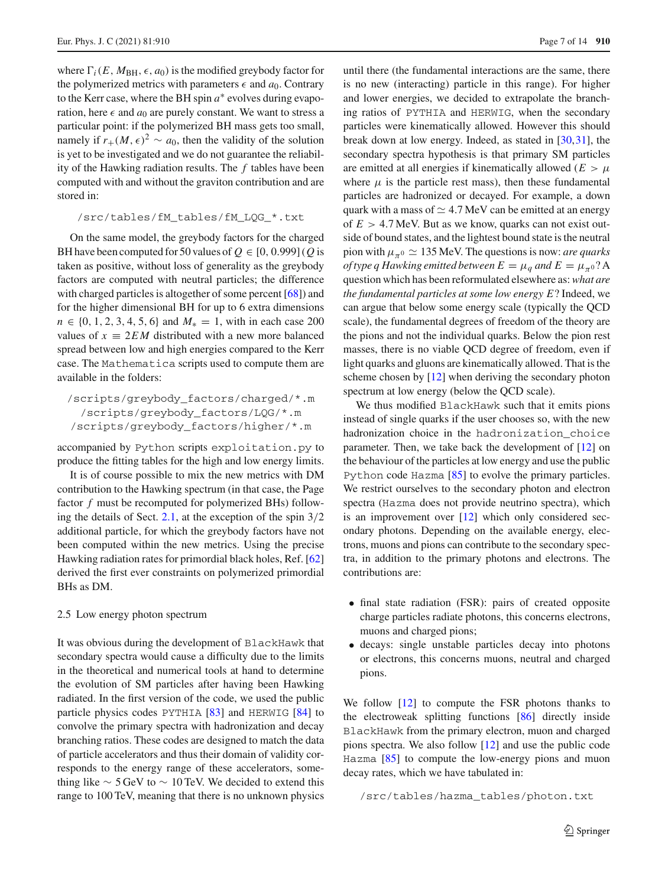where $\Gamma_i(E, M_{\rm BH}, \epsilon, a_0)$ is the modified greybody factor for the polymerized metrics with parameters $\epsilon$ and $a_0$. Contrary to the Kerr case, where the BH spin $a^*$ evolves during evaporation, here $\epsilon$ and $a_0$ are purely constant. We want to stress a particular point: if the polymerized BH mass gets too small, namely if $r_+(M, \epsilon)^2 \sim a_0$, then the validity of the solution is yet to be investigated and we do not guarantee the reliability of the Hawking radiation results. The $f$ tables have been computed with and without the graviton contribution and are stored in:

```
/src/tables/fM_tables/fM_LQG_*.txt
```

On the same model, the greybody factors for the charged BH have been computed for 50 values of $Q \in [0, 0.999]$ ($Q$ is taken as positive, without loss of generality as the greybody factors are computed with neutral particles; the difference with charged particles is altogether of some percent [68]) and for the higher dimensional BH for up to 6 extra dimensions $n \in \{0, 1, 2, 3, 4, 5, 6\}$ and $M_* = 1$, with in each case 200 values of $x \equiv 2EM$ distributed with a new more balanced spread between low and high energies compared to the Kerr case. The Mathematica scripts used to compute them are available in the folders:

```
/scripts/greybody_factors/charged/*.m
/scripts/greybody_factors/LQG/*.m
/scripts/greybody_factors/higher/*.m
```

accompanied by Python scripts exploitation.py to produce the fitting tables for the high and low energy limits.

It is of course possible to mix the new metrics with DM contribution to the Hawking spectrum (in that case, the Page factor $f$ must be recomputed for polymerized BHs) following the details of Sect. 2.1, at the exception of the spin 3/2 additional particle, for which the greybody factors have not been computed within the new metrics. Using the precise Hawking radiation rates for primordial black holes, Ref. [62] derived the first ever constraints on polymerized primordial BHs as DM.

### 2.5 Low energy photon spectrum

It was obvious during the development of BlackHawk that secondary spectra would cause a difficulty due to the limits in the theoretical and numerical tools at hand to determine the evolution of SM particles after having been Hawking radiated. In the first version of the code, we used the public particle physics codes PYTHIA [83] and HERWIG [84] to convolve the primary spectra with hadronization and decay branching ratios. These codes are designed to match the data of particle accelerators and thus their domain of validity corresponds to the energy range of these accelerators, something like $\sim 5\,$GeV to $\sim 10\,$TeV. We decided to extend this range to 100 TeV, meaning that there is no unknown physics until there (the fundamental interactions are the same, there is no new (interacting) particle in this range). For higher and lower energies, we decided to extrapolate the branching ratios of PYTHIA and HERWIG, when the secondary particles were kinematically allowed. However this should break down at low energy. Indeed, as stated in [30,31], the secondary spectra hypothesis is that primary SM particles are emitted at all energies if kinematically allowed ($E > \mu$ where $\mu$ is the particle rest mass), then these fundamental particles are hadronized or decayed. For example, a down quark with a mass of $\simeq 4.7\,$MeV can be emitted at an energy of $E > 4.7\,$MeV. But as we know, quarks can not exist outside of bound states, and the lightest bound state is the neutral pion with $\mu_{\pi^0} \simeq 135\,$MeV. The questions is now: *are quarks of type q Hawking emitted between $E = \mu_q$ and $E = \mu_{\pi^0}$?* A question which has been reformulated elsewhere as: *what are the fundamental particles at some low energy $E$?* Indeed, we can argue that below some energy scale (typically the QCD scale), the fundamental degrees of freedom of the theory are the pions and not the individual quarks. Below the pion rest masses, there is no viable QCD degree of freedom, even if light quarks and gluons are kinematically allowed. That is the scheme chosen by [12] when deriving the secondary photon spectrum at low energy (below the QCD scale).

We thus modified BlackHawk such that it emits pions instead of single quarks if the user chooses so, with the new hadronization choice in the hadronization_choice parameter. Then, we take back the development of [12] on the behaviour of the particles at low energy and use the public Python code Hazma [85] to evolve the primary particles. We restrict ourselves to the secondary photon and electron spectra (Hazma does not provide neutrino spectra), which is an improvement over [12] which only considered secondary photons. Depending on the available energy, electrons, muons and pions can contribute to the secondary spectra, in addition to the primary photons and electrons. The contributions are:

- final state radiation (FSR): pairs of created opposite charge particles radiate photons, this concerns electrons, muons and charged pions;
- decays: single unstable particles decay into photons or electrons, this concerns muons, neutral and charged pions.

We follow [12] to compute the FSR photons thanks to the electroweak splitting functions [86] directly inside BlackHawk from the primary electron, muon and charged pions spectra. We also follow [12] and use the public code Hazma [85] to compute the low-energy pions and muon decay rates, which we have tabulated in:

```
/src/tables/hazma_tables/photon.txt
```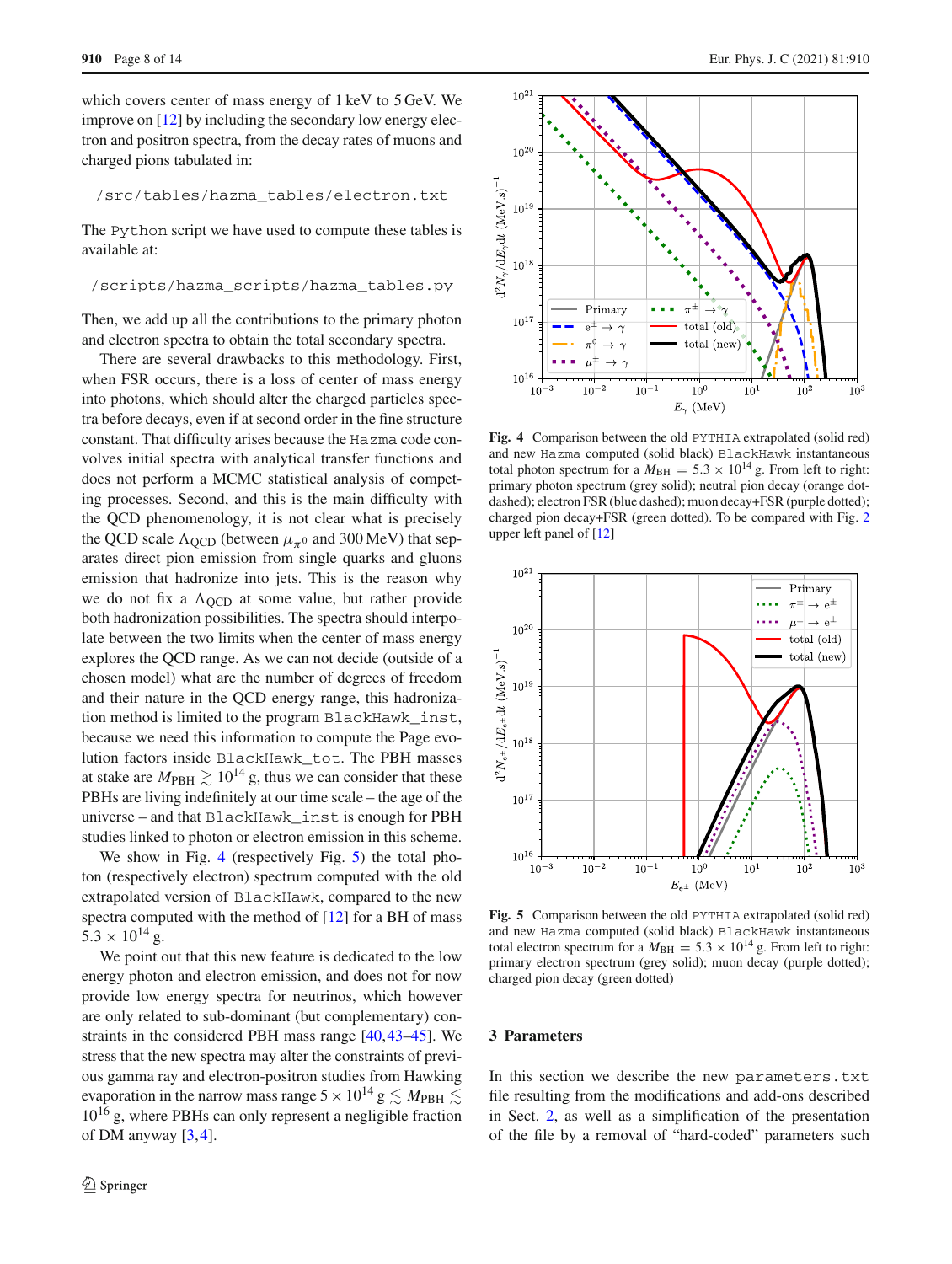which covers center of mass energy of 1 keV to 5 GeV. We improve on [12] by including the secondary low energy electron and positron spectra, from the decay rates of muons and charged pions tabulated in:

```
/src/tables/hazma_tables/electron.txt
```

The `Python` script we have used to compute these tables is available at:

```
/scripts/hazma_scripts/hazma_tables.py
```

Then, we add up all the contributions to the primary photon and electron spectra to obtain the total secondary spectra.

There are several drawbacks to this methodology. First, when FSR occurs, there is a loss of center of mass energy into photons, which should alter the charged particles spectra before decays, even if at second order in the fine structure constant. That difficulty arises because the `Hazma` code convolves initial spectra with analytical transfer functions and does not perform a MCMC statistical analysis of competing processes. Second, and this is the main difficulty with the QCD phenomenology, it is not clear what is precisely the QCD scale $\Lambda_{\rm QCD}$ (between $\mu_{\pi^0}$ and 300 MeV) that separates direct pion emission from single quarks and gluons emission that hadronize into jets. This is the reason why we do not fix a $\Lambda_{\rm QCD}$ at some value, but rather provide both hadronization possibilities. The spectra should interpolate between the two limits when the center of mass energy explores the QCD range. As we can not decide (outside of a chosen model) what are the number of degrees of freedom and their nature in the QCD energy range, this hadronization method is limited to the program `BlackHawk_inst`, because we need this information to compute the Page evolution factors inside `BlackHawk_tot`. The PBH masses at stake are $M_{\rm PBH} \gtrsim 10^{14}$ g, thus we can consider that these PBHs are living indefinitely at our time scale – the age of the universe – and that `BlackHawk_inst` is enough for PBH studies linked to photon or electron emission in this scheme.

We show in Fig. 4 (respectively Fig. 5) the total photon (respectively electron) spectrum computed with the old extrapolated version of `BlackHawk`, compared to the new spectra computed with the method of [12] for a BH of mass $5.3 \times 10^{14}$ g.

We point out that this new feature is dedicated to the low energy photon and electron emission, and does not for now provide low energy spectra for neutrinos, which however are only related to sub-dominant (but complementary) constraints in the considered PBH mass range [40,43–45]. We stress that the new spectra may alter the constraints of previous gamma ray and electron-positron studies from Hawking evaporation in the narrow mass range $5 \times 10^{14}\,{\rm g} \lesssim M_{\rm PBH} \lesssim 10^{16}$ g, where PBHs can only represent a negligible fraction of DM anyway [3,4].

**Fig. 4** Comparison between the old `PYTHIA` extrapolated (solid red) and new `Hazma` computed (solid black) `BlackHawk` instantaneous total photon spectrum for a $M_{\rm BH} = 5.3 \times 10^{14}$ g. From left to right: primary photon spectrum (grey solid); neutral pion decay (orange dot-dashed); electron FSR (blue dashed); muon decay+FSR (purple dotted); charged pion decay+FSR (green dotted). To be compared with Fig. 2 upper left panel of [12]

**Fig. 5** Comparison between the old `PYTHIA` extrapolated (solid red) and new `Hazma` computed (solid black) `BlackHawk` instantaneous total electron spectrum for a $M_{\rm BH} = 5.3 \times 10^{14}$ g. From left to right: primary electron spectrum (grey solid); muon decay (purple dotted); charged pion decay (green dotted)

## 3 Parameters

In this section we describe the new `parameters.txt` file resulting from the modifications and add-ons described in Sect. 2, as well as a simplification of the presentation of the file by a removal of "hard-coded" parameters such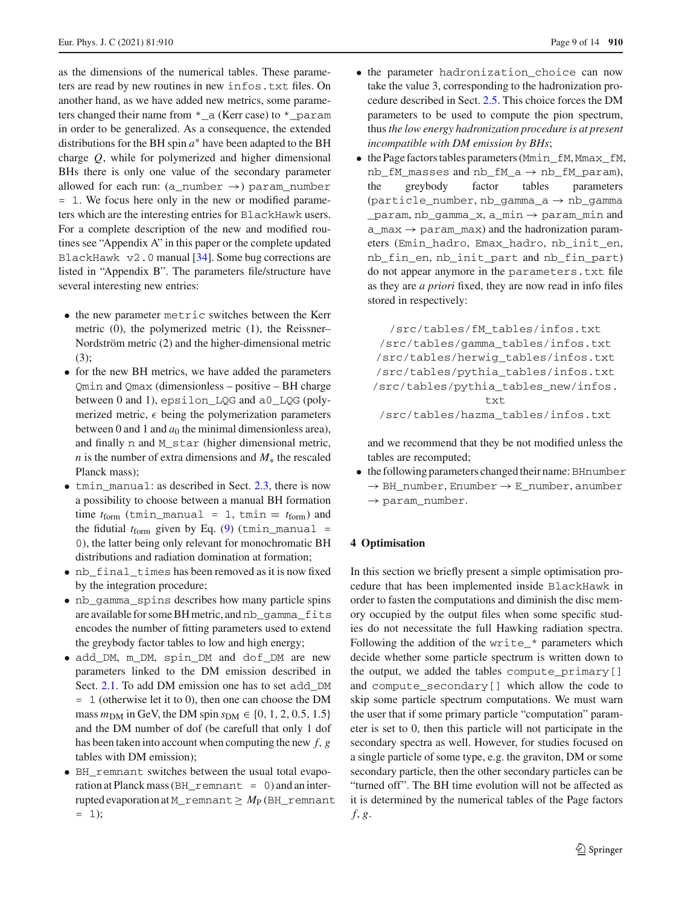as the dimensions of the numerical tables. These parameters are read by new routines in new `infos.txt` files. On another hand, as we have added new metrics, some parameters changed their name from `*_a` (Kerr case) to `*_param` in order to be generalized. As a consequence, the extended distributions for the BH spin $a^*$ have been adapted to the BH charge $Q$, while for polymerized and higher dimensional BHs there is only one value of the secondary parameter allowed for each run: (`a_number` →) `param_number = 1`. We focus here only in the new or modified parameters which are the interesting entries for `BlackHawk` users. For a complete description of the new and modified routines see "Appendix A" in this paper or the complete updated `BlackHawk v2.0` manual [34]. Some bug corrections are listed in "Appendix B". The parameters file/structure have several interesting new entries:

- the new parameter `metric` switches between the Kerr metric (0), the polymerized metric (1), the Reissner–Nordström metric (2) and the higher-dimensional metric (3);
- for the new BH metrics, we have added the parameters `Qmin` and `Qmax` (dimensionless – positive – BH charge between 0 and 1), `epsilon_LQG` and `a0_LQG` (polymerized metric, $\epsilon$ being the polymerization parameters between 0 and 1 and $a_0$ the minimal dimensionless area), and finally `n` and `M_star` (higher dimensional metric, $n$ is the number of extra dimensions and $M_*$ the rescaled Planck mass);
- `tmin_manual`: as described in Sect. 2.3, there is now a possibility to choose between a manual BH formation time $t_{\rm form}$ (`tmin_manual = 1`, `tmin` $= t_{\rm form}$) and the fidutial $t_{\rm form}$ given by Eq. (9) (`tmin_manual = 0`), the latter being only relevant for monochromatic BH distributions and radiation domination at formation;
- `nb_final_times` has been removed as it is now fixed by the integration procedure;
- `nb_gamma_spins` describes how many particle spins are available for some BH metric, and `nb_gamma_fits` encodes the number of fitting parameters used to extend the greybody factor tables to low and high energy;
- `add_DM`, `m_DM`, `spin_DM` and `dof_DM` are new parameters linked to the DM emission described in Sect. 2.1. To add DM emission one has to set `add_DM = 1` (otherwise let it to 0), then one can choose the DM mass $m_{\rm DM}$ in GeV, the DM spin $s_{\rm DM} \in \{0, 1, 2, 0.5, 1.5\}$ and the DM number of dof (be carefull that only 1 dof has been taken into account when computing the new $f$, $g$ tables with DM emission);
- `BH_remnant` switches between the usual total evaporation at Planck mass (`BH_remnant = 0`) and an interrupted evaporation at `M_remnant` $\geq M_{\rm P}$ (`BH_remnant = 1`);
- the parameter `hadronization_choice` can now take the value 3, corresponding to the hadronization procedure described in Sect. 2.5. This choice forces the DM parameters to be used to compute the pion spectrum, thus *the low energy hadronization procedure is at present incompatible with DM emission by BHs*;
- the Page factors tables parameters (`Mmin_fM`, `Mmax_fM`, `nb_fM_masses` and `nb_fM_a` → `nb_fM_param`), the greybody factor tables parameters (`particle_number`, `nb_gamma_a` → `nb_gamma_param`, `nb_gamma_x`, `a_min` → `param_min` and `a_max` → `param_max`) and the hadronization parameters (`Emin_hadro`, `Emax_hadro`, `nb_init_en`, `nb_fin_en`, `nb_init_part` and `nb_fin_part`) do not appear anymore in the `parameters.txt` file as they are *a priori* fixed, they are now read in info files stored in respectively:

  ```
  /src/tables/fM_tables/infos.txt
  /src/tables/gamma_tables/infos.txt
  /src/tables/herwig_tables/infos.txt
  /src/tables/pythia_tables/infos.txt
  /src/tables/pythia_tables_new/infos.txt
  /src/tables/hazma_tables/infos.txt
  ```

  and we recommend that they be not modified unless the tables are recomputed;
- the following parameters changed their name: `BHnumber` → `BH_number`, `Enumber` → `E_number`, `anumber` → `param_number`.

## 4 Optimisation

In this section we briefly present a simple optimisation procedure that has been implemented inside `BlackHawk` in order to fasten the computations and diminish the disc memory occupied by the output files when some specific studies do not necessitate the full Hawking radiation spectra. Following the addition of the `write_*` parameters which decide whether some particle spectrum is written down to the output, we added the tables `compute_primary[]` and `compute_secondary[]` which allow the code to skip some particle spectrum computations. We must warn the user that if some primary particle "computation" parameter is set to 0, then this particle will not participate in the secondary spectra as well. However, for studies focused on a single particle of some type, e.g. the graviton, DM or some secondary particle, then the other secondary particles can be "turned off". The BH time evolution will not be affected as it is determined by the numerical tables of the Page factors $f$, $g$.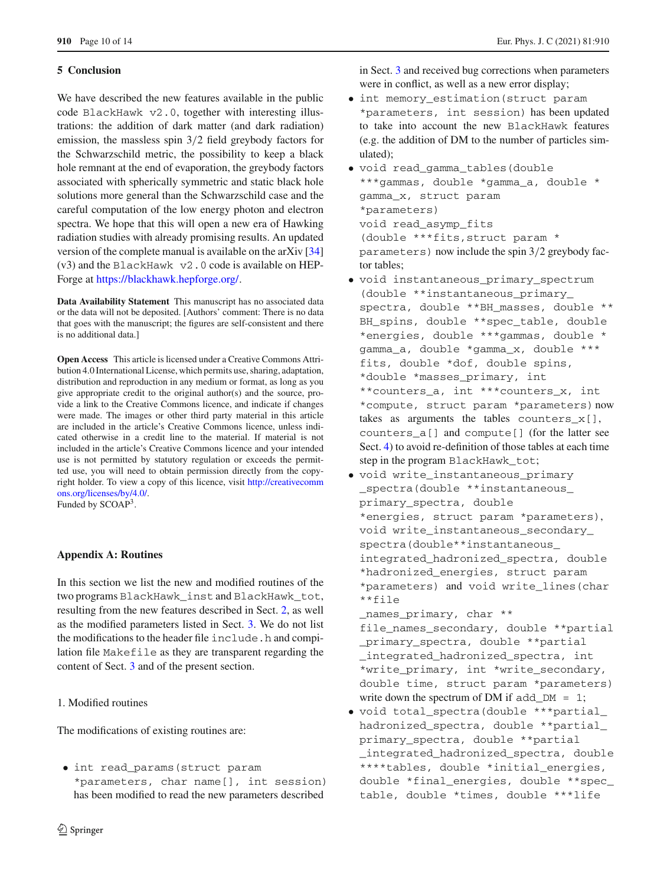## 5 Conclusion

We have described the new features available in the public code BlackHawk v2.0, together with interesting illustrations: the addition of dark matter (and dark radiation) emission, the massless spin 3/2 field greybody factors for the Schwarzschild metric, the possibility to keep a black hole remnant at the end of evaporation, the greybody factors associated with spherically symmetric and static black hole solutions more general than the Schwarzschild case and the careful computation of the low energy photon and electron spectra. We hope that this will open a new era of Hawking radiation studies with already promising results. An updated version of the complete manual is available on the arXiv [34] (v3) and the BlackHawk v2.0 code is available on HEP-Forge at https://blackhawk.hepforge.org/.

**Data Availability Statement** This manuscript has no associated data or the data will not be deposited. [Authors' comment: There is no data that goes with the manuscript; the figures are self-consistent and there is no additional data.]

**Open Access** This article is licensed under a Creative Commons Attribution 4.0 International License, which permits use, sharing, adaptation, distribution and reproduction in any medium or format, as long as you give appropriate credit to the original author(s) and the source, provide a link to the Creative Commons licence, and indicate if changes were made. The images or other third party material in this article are included in the article's Creative Commons licence, unless indicated otherwise in a credit line to the material. If material is not included in the article's Creative Commons licence and your intended use is not permitted by statutory regulation or exceeds the permitted use, you will need to obtain permission directly from the copyright holder. To view a copy of this licence, visit http://creativecommons.org/licenses/by/4.0/.
Funded by SCOAP[3].

## Appendix A: Routines

In this section we list the new and modified routines of the two programs BlackHawk_inst and BlackHawk_tot, resulting from the new features described in Sect. 2, as well as the modified parameters listed in Sect. 3. We do not list the modifications to the header file include.h and compilation file Makefile as they are transparent regarding the content of Sect. 3 and of the present section.

1. Modified routines

The modifications of existing routines are:

- `int read_params(struct param *parameters, char name[], int session)` has been modified to read the new parameters described in Sect. 3 and received bug corrections when parameters were in conflict, as well as a new error display;
- `int memory_estimation(struct param *parameters, int session)` has been updated to take into account the new BlackHawk features (e.g. the addition of DM to the number of particles simulated);
- `void read_gamma_tables(double ***gammas, double *gamma_a, double *gamma_x, struct param *parameters)` `void read_asymp_fits(double ***fits,struct param *parameters)` now include the spin 3/2 greybody factor tables;
- `void instantaneous_primary_spectrum(double **instantaneous_primary_spectra, double **BH_masses, double **BH_spins, double **spec_table, double *energies, double ***gammas, double *gamma_a, double *gamma_x, double ***fits, double *dof, double spins, *double *masses_primary, int **counters_a, int ***counters_x, int *compute, struct param *parameters)` now takes as arguments the tables `counters_x[]`, `counters_a[]` and `compute[]` (for the latter see Sect. 4) to avoid re-definition of those tables at each time step in the program BlackHawk_tot;
- `void write_instantaneous_primary_spectra(double **instantaneous_primary_spectra, double *energies, struct param *parameters)`, `void write_instantaneous_secondary_spectra(double**instantaneous_integrated_hadronized_spectra, double *hadronized_energies, struct param *parameters)` and `void write_lines(char **file_names_primary, char **file_names_secondary, double **partial_primary_spectra, double **partial_integrated_hadronized_spectra, int *write_primary, int *write_secondary, double time, struct param *parameters)` write down the spectrum of DM if `add_DM = 1`;
- `void total_spectra(double ***partial_hadronized_spectra, double **partial_primary_spectra, double **partial_integrated_hadronized_spectra, double ****tables, double *initial_energies, double *final_energies, double **spec_table, double *times, double ***life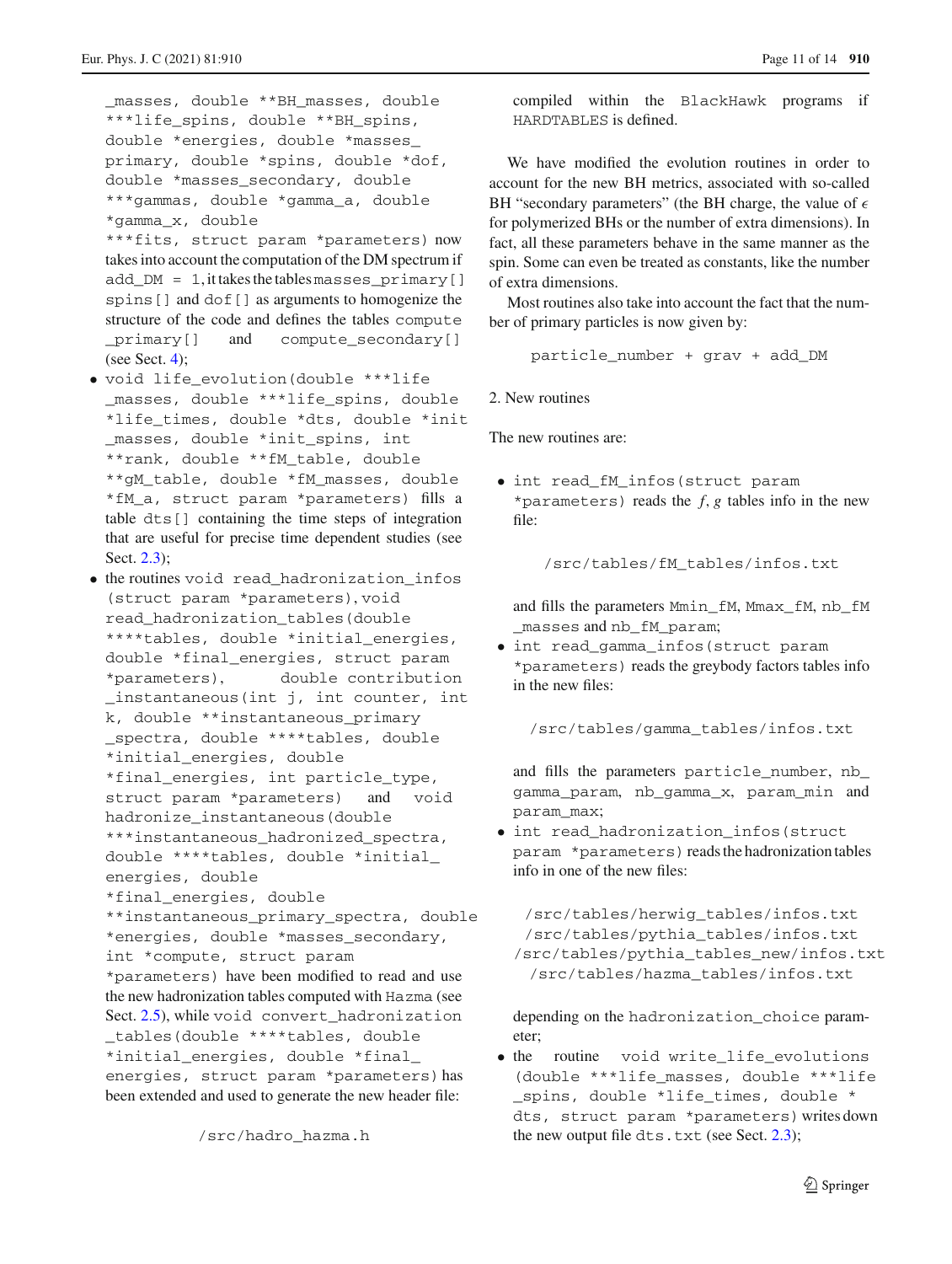_masses, double **BH_masses, double ***life_spins, double **BH_spins, double *energies, double *masses_primary, double *spins, double *dof, double *masses_secondary, double ***gammas, double *gamma_a, double *gamma_x, double ***fits, struct param *parameters) now takes into account the computation of the DM spectrum if add_DM = 1, it takes the tables masses_primary[] spins[] and dof[] as arguments to homogenize the structure of the code and defines the tables compute_primary[] and compute_secondary[] (see Sect. 4);

- void life_evolution(double ***life_masses, double ***life_spins, double *life_times, double *dts, double *init_masses, double *init_spins, int **rank, double **fM_table, double **gM_table, double *fM_masses, double *fM_a, struct param *parameters) fills a table dts[] containing the time steps of integration that are useful for precise time dependent studies (see Sect. 2.3);
- the routines void read_hadronization_infos (struct param *parameters), void read_hadronization_tables(double ****tables, double *initial_energies, double *final_energies, struct param *parameters), double contribution_instantaneous(int j, int counter, int k, double **instantaneous_primary_spectra, double ****tables, double *initial_energies, double *final_energies, int particle_type, struct param *parameters) and void hadronize_instantaneous(double ***instantaneous_hadronized_spectra, double ****tables, double *initial_energies, double *final_energies, double **instantaneous_primary_spectra, double *energies, double *masses_secondary, int *compute, struct param *parameters) have been modified to read and use the new hadronization tables computed with Hazma (see Sect. 2.5), while void convert_hadronization_tables(double ****tables, double *initial_energies, double *final_energies, struct param *parameters) has been extended and used to generate the new header file:

```
/src/hadro_hazma.h
```

compiled within the BlackHawk programs if HARDTABLES is defined.

We have modified the evolution routines in order to account for the new BH metrics, associated with so-called BH “secondary parameters” (the BH charge, the value of $\epsilon$ for polymerized BHs or the number of extra dimensions). In fact, all these parameters behave in the same manner as the spin. Some can even be treated as constants, like the number of extra dimensions.

Most routines also take into account the fact that the number of primary particles is now given by:

```
particle_number + grav + add_DM
```

2. New routines

The new routines are:

- int read_fM_infos(struct param *parameters) reads the $f, g$ tables info in the new file:

  ```
  /src/tables/fM_tables/infos.txt
  ```

  and fills the parameters Mmin_fM, Mmax_fM, nb_fM_masses and nb_fM_param;
- int read_gamma_infos(struct param *parameters) reads the greybody factors tables info in the new files:

  ```
  /src/tables/gamma_tables/infos.txt
  ```

  and fills the parameters particle_number, nb_gamma_param, nb_gamma_x, param_min and param_max;
- int read_hadronization_infos(struct param *parameters) reads the hadronization tables info in one of the new files:

  ```
  /src/tables/herwig_tables/infos.txt
  /src/tables/pythia_tables/infos.txt
  /src/tables/pythia_tables_new/infos.txt
  /src/tables/hazma_tables/infos.txt
  ```

  depending on the hadronization_choice parameter;
- the routine void write_life_evolutions (double ***life_masses, double ***life_spins, double *life_times, double *dts, struct param *parameters) writes down the new output file dts.txt (see Sect. 2.3);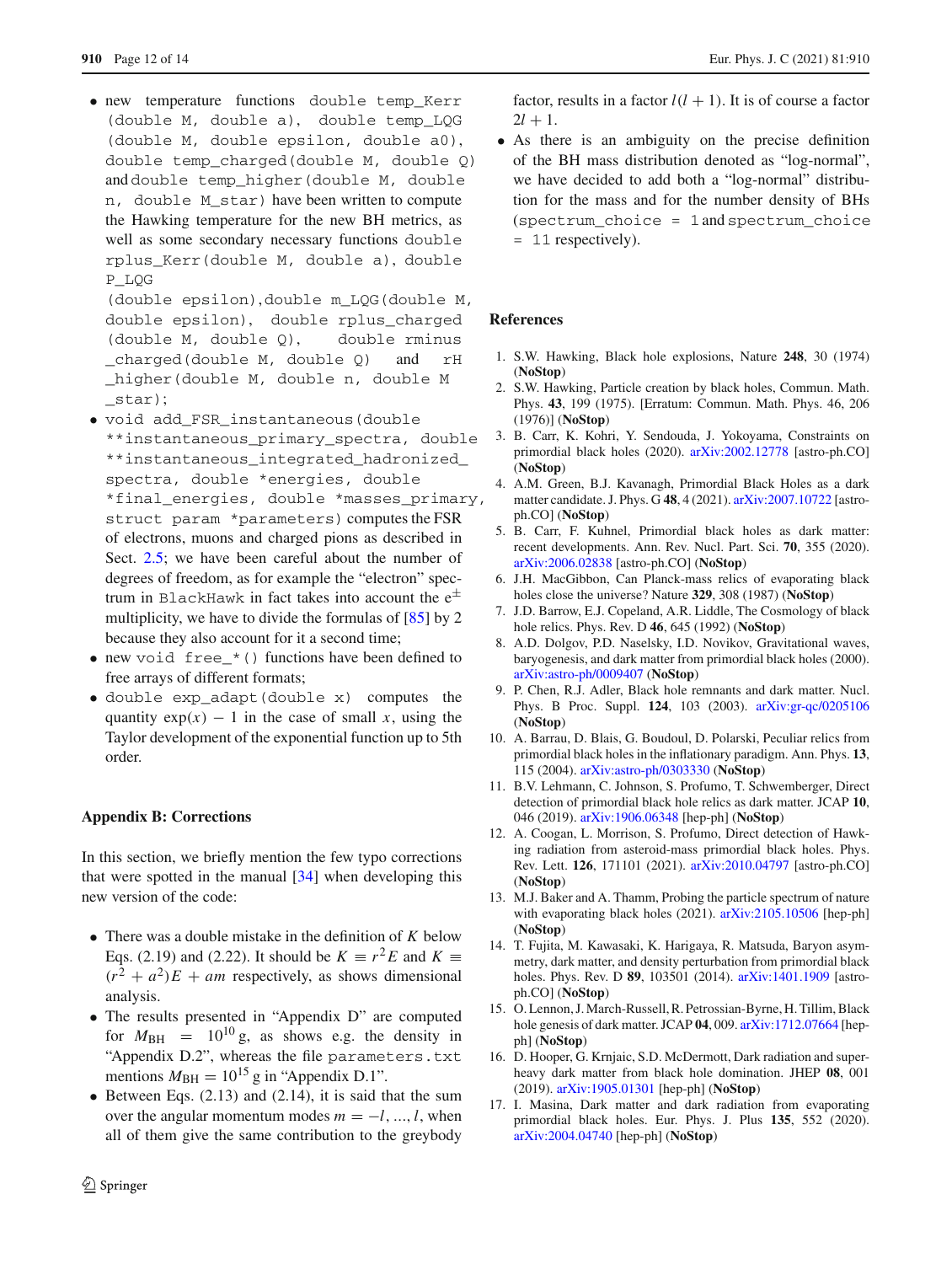- new temperature functions `double temp_Kerr (double M, double a)`, `double temp_LQG (double M, double epsilon, double a0)`, `double temp_charged(double M, double Q)` and `double temp_higher(double M, double n, double M_star)` have been written to compute the Hawking temperature for the new BH metrics, as well as some secondary necessary functions `double rplus_Kerr(double M, double a)`, `double P_LQG (double epsilon)`, `double m_LQG(double M, double epsilon)`, `double rplus_charged (double M, double Q)`, `double rminus_charged(double M, double Q)` and `rH_higher(double M, double n, double M_star)`;
- `void add_FSR_instantaneous(double **instantaneous_primary_spectra, double **instantaneous_integrated_hadronized_spectra, double *energies, double *final_energies, double *masses_primary, struct param *parameters)` computes the FSR of electrons, muons and charged pions as described in Sect. 2.5; we have been careful about the number of degrees of freedom, as for example the "electron" spectrum in BlackHawk in fact takes into account the $e^{\pm}$ multiplicity, we have to divide the formulas of [85] by 2 because they also account for it a second time;
- new `void free_*()` functions have been defined to free arrays of different formats;
- `double exp_adapt(double x)` computes the quantity $\exp(x) - 1$ in the case of small $x$, using the Taylor development of the exponential function up to 5th order.

## Appendix B: Corrections

In this section, we briefly mention the few typo corrections that were spotted in the manual [34] when developing this new version of the code:

- There was a double mistake in the definition of $K$ below Eqs. (2.19) and (2.22). It should be $K \equiv r^2 E$ and $K \equiv (r^2 + a^2)E + am$ respectively, as shows dimensional analysis.
- The results presented in "Appendix D" are computed for $M_{\rm BH} = 10^{10}\,$g, as shows e.g. the density in "Appendix D.2", whereas the file `parameters.txt` mentions $M_{\rm BH} = 10^{15}\,$g in "Appendix D.1".
- Between Eqs. (2.13) and (2.14), it is said that the sum over the angular momentum modes $m = -l, ..., l$, when all of them give the same contribution to the greybody factor, results in a factor $l(l+1)$. It is of course a factor $2l+1$.
- As there is an ambiguity on the precise definition of the BH mass distribution denoted as "log-normal", we have decided to add both a "log-normal" distribution for the mass and for the number density of BHs (`spectrum_choice = 1` and `spectrum_choice = 11` respectively).

## References

1. S.W. Hawking, Black hole explosions, Nature **248**, 30 (1974) (**NoStop**)
2. S.W. Hawking, Particle creation by black holes, Commun. Math. Phys. **43**, 199 (1975). [Erratum: Commun. Math. Phys. 46, 206 (1976)] (**NoStop**)
3. B. Carr, K. Kohri, Y. Sendouda, J. Yokoyama, Constraints on primordial black holes (2020). arXiv:2002.12778 [astro-ph.CO] (**NoStop**)
4. A.M. Green, B.J. Kavanagh, Primordial Black Holes as a dark matter candidate. J. Phys. G **48**, 4 (2021). arXiv:2007.10722 [astro-ph.CO] (**NoStop**)
5. B. Carr, F. Kuhnel, Primordial black holes as dark matter: recent developments. Ann. Rev. Nucl. Part. Sci. **70**, 355 (2020). arXiv:2006.02838 [astro-ph.CO] (**NoStop**)
6. J.H. MacGibbon, Can Planck-mass relics of evaporating black holes close the universe? Nature **329**, 308 (1987) (**NoStop**)
7. J.D. Barrow, E.J. Copeland, A.R. Liddle, The Cosmology of black hole relics. Phys. Rev. D **46**, 645 (1992) (**NoStop**)
8. A.D. Dolgov, P.D. Naselsky, I.D. Novikov, Gravitational waves, baryogenesis, and dark matter from primordial black holes (2000). arXiv:astro-ph/0009407 (**NoStop**)
9. P. Chen, R.J. Adler, Black hole remnants and dark matter. Nucl. Phys. B Proc. Suppl. **124**, 103 (2003). arXiv:gr-qc/0205106 (**NoStop**)
10. A. Barrau, D. Blais, G. Boudoul, D. Polarski, Peculiar relics from primordial black holes in the inflationary paradigm. Ann. Phys. **13**, 115 (2004). arXiv:astro-ph/0303330 (**NoStop**)
11. B.V. Lehmann, C. Johnson, S. Profumo, T. Schwemberger, Direct detection of primordial black hole relics as dark matter. JCAP **10**, 046 (2019). arXiv:1906.06348 [hep-ph] (**NoStop**)
12. A. Coogan, L. Morrison, S. Profumo, Direct detection of Hawking radiation from asteroid-mass primordial black holes. Phys. Rev. Lett. **126**, 171101 (2021). arXiv:2010.04797 [astro-ph.CO] (**NoStop**)
13. M.J. Baker and A. Thamm, Probing the particle spectrum of nature with evaporating black holes (2021). arXiv:2105.10506 [hep-ph] (**NoStop**)
14. T. Fujita, M. Kawasaki, K. Harigaya, R. Matsuda, Baryon asymmetry, dark matter, and density perturbation from primordial black holes. Phys. Rev. D **89**, 103501 (2014). arXiv:1401.1909 [astro-ph.CO] (**NoStop**)
15. O. Lennon, J. March-Russell, R. Petrossian-Byrne, H. Tillim, Black hole genesis of dark matter. JCAP **04**, 009. arXiv:1712.07664 [hep-ph] (**NoStop**)
16. D. Hooper, G. Krnjaic, S.D. McDermott, Dark radiation and superheavy dark matter from black hole domination. JHEP **08**, 001 (2019). arXiv:1905.01301 [hep-ph] (**NoStop**)
17. I. Masina, Dark matter and dark radiation from evaporating primordial black holes. Eur. Phys. J. Plus **135**, 552 (2020). arXiv:2004.04740 [hep-ph] (**NoStop**)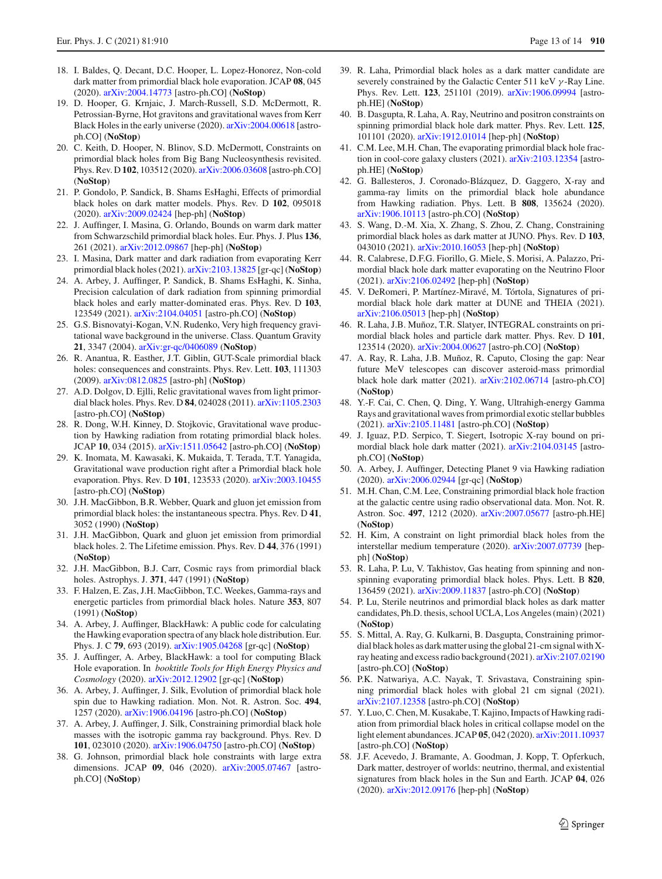18. I. Baldes, Q. Decant, D.C. Hooper, L. Lopez-Honorez, Non-cold dark matter from primordial black hole evaporation. JCAP **08**, 045 (2020). arXiv:2004.14773 [astro-ph.CO] (**NoStop**)
19. D. Hooper, G. Krnjaic, J. March-Russell, S.D. McDermott, R. Petrossian-Byrne, Hot gravitons and gravitational waves from Kerr Black Holes in the early universe (2020). arXiv:2004.00618 [astro-ph.CO] (**NoStop**)
20. C. Keith, D. Hooper, N. Blinov, S.D. McDermott, Constraints on primordial black holes from Big Bang Nucleosynthesis revisited. Phys. Rev. D **102**, 103512 (2020). arXiv:2006.03608 [astro-ph.CO] (**NoStop**)
21. P. Gondolo, P. Sandick, B. Shams EsHaghi, Effects of primordial black holes on dark matter models. Phys. Rev. D **102**, 095018 (2020). arXiv:2009.02424 [hep-ph] (**NoStop**)
22. J. Auffinger, I. Masina, G. Orlando, Bounds on warm dark matter from Schwarzschild primordial black holes. Eur. Phys. J. Plus **136**, 261 (2021). arXiv:2012.09867 [hep-ph] (**NoStop**)
23. I. Masina, Dark matter and dark radiation from evaporating Kerr primordial black holes (2021). arXiv:2103.13825 [gr-qc] (**NoStop**)
24. A. Arbey, J. Auffinger, P. Sandick, B. Shams EsHaghi, K. Sinha, Precision calculation of dark radiation from spinning primordial black holes and early matter-dominated eras. Phys. Rev. D **103**, 123549 (2021). arXiv:2104.04051 [astro-ph.CO] (**NoStop**)
25. G.S. Bisnovatyi-Kogan, V.N. Rudenko, Very high frequency gravitational wave background in the universe. Class. Quantum Gravity **21**, 3347 (2004). arXiv:gr-qc/0406089 (**NoStop**)
26. R. Anantua, R. Easther, J.T. Giblin, GUT-Scale primordial black holes: consequences and constraints. Phys. Rev. Lett. **103**, 111303 (2009). arXiv:0812.0825 [astro-ph] (**NoStop**)
27. A.D. Dolgov, D. Ejlli, Relic gravitational waves from light primordial black holes. Phys. Rev. D **84**, 024028 (2011). arXiv:1105.2303 [astro-ph.CO] (**NoStop**)
28. R. Dong, W.H. Kinney, D. Stojkovic, Gravitational wave production by Hawking radiation from rotating primordial black holes. JCAP **10**, 034 (2015). arXiv:1511.05642 [astro-ph.CO] (**NoStop**)
29. K. Inomata, M. Kawasaki, K. Mukaida, T. Terada, T.T. Yanagida, Gravitational wave production right after a Primordial black hole evaporation. Phys. Rev. D **101**, 123533 (2020). arXiv:2003.10455 [astro-ph.CO] (**NoStop**)
30. J.H. MacGibbon, B.R. Webber, Quark and gluon jet emission from primordial black holes: the instantaneous spectra. Phys. Rev. D **41**, 3052 (1990) (**NoStop**)
31. J.H. MacGibbon, Quark and gluon jet emission from primordial black holes. 2. The Lifetime emission. Phys. Rev. D **44**, 376 (1991) (**NoStop**)
32. J.H. MacGibbon, B.J. Carr, Cosmic rays from primordial black holes. Astrophys. J. **371**, 447 (1991) (**NoStop**)
33. F. Halzen, E. Zas, J.H. MacGibbon, T.C. Weekes, Gamma-rays and energetic particles from primordial black holes. Nature **353**, 807 (1991) (**NoStop**)
34. A. Arbey, J. Auffinger, BlackHawk: A public code for calculating the Hawking evaporation spectra of any black hole distribution. Eur. Phys. J. C **79**, 693 (2019). arXiv:1905.04268 [gr-qc] (**NoStop**)
35. J. Auffinger, A. Arbey, BlackHawk: a tool for computing Black Hole evaporation. In *booktitle Tools for High Energy Physics and Cosmology* (2020). arXiv:2012.12902 [gr-qc] (**NoStop**)
36. A. Arbey, J. Auffinger, J. Silk, Evolution of primordial black hole spin due to Hawking radiation. Mon. Not. R. Astron. Soc. **494**, 1257 (2020). arXiv:1906.04196 [astro-ph.CO] (**NoStop**)
37. A. Arbey, J. Auffinger, J. Silk, Constraining primordial black hole masses with the isotropic gamma ray background. Phys. Rev. D **101**, 023010 (2020). arXiv:1906.04750 [astro-ph.CO] (**NoStop**)
38. G. Johnson, primordial black hole constraints with large extra dimensions. JCAP **09**, 046 (2020). arXiv:2005.07467 [astro-ph.CO] (**NoStop**)
39. R. Laha, Primordial black holes as a dark matter candidate are severely constrained by the Galactic Center 511 keV $\gamma$-Ray Line. Phys. Rev. Lett. **123**, 251101 (2019). arXiv:1906.09994 [astro-ph.HE] (**NoStop**)
40. B. Dasgupta, R. Laha, A. Ray, Neutrino and positron constraints on spinning primordial black hole dark matter. Phys. Rev. Lett. **125**, 101101 (2020). arXiv:1912.01014 [hep-ph] (**NoStop**)
41. C.M. Lee, M.H. Chan, The evaporating primordial black hole fraction in cool-core galaxy clusters (2021). arXiv:2103.12354 [astro-ph.HE] (**NoStop**)
42. G. Ballesteros, J. Coronado-Blázquez, D. Gaggero, X-ray and gamma-ray limits on the primordial black hole abundance from Hawking radiation. Phys. Lett. B **808**, 135624 (2020). arXiv:1906.10113 [astro-ph.CO] (**NoStop**)
43. S. Wang, D.-M. Xia, X. Zhang, S. Zhou, Z. Chang, Constraining primordial black holes as dark matter at JUNO. Phys. Rev. D **103**, 043010 (2021). arXiv:2010.16053 [hep-ph] (**NoStop**)
44. R. Calabrese, D.F.G. Fiorillo, G. Miele, S. Morisi, A. Palazzo, Primordial black hole dark matter evaporating on the Neutrino Floor (2021). arXiv:2106.02492 [hep-ph] (**NoStop**)
45. V. DeRomeri, P. Martínez-Miravé, M. Tórtola, Signatures of primordial black hole dark matter at DUNE and THEIA (2021). arXiv:2106.05013 [hep-ph] (**NoStop**)
46. R. Laha, J.B. Muñoz, T.R. Slatyer, INTEGRAL constraints on primordial black holes and particle dark matter. Phys. Rev. D **101**, 123514 (2020). arXiv:2004.00627 [astro-ph.CO] (**NoStop**)
47. A. Ray, R. Laha, J.B. Muñoz, R. Caputo, Closing the gap: Near future MeV telescopes can discover asteroid-mass primordial black hole dark matter (2021). arXiv:2102.06714 [astro-ph.CO] (**NoStop**)
48. Y.-F. Cai, C. Chen, Q. Ding, Y. Wang, Ultrahigh-energy Gamma Rays and gravitational waves from primordial exotic stellar bubbles (2021). arXiv:2105.11481 [astro-ph.CO] (**NoStop**)
49. J. Iguaz, P.D. Serpico, T. Siegert, Isotropic X-ray bound on primordial black hole dark matter (2021). arXiv:2104.03145 [astro-ph.CO] (**NoStop**)
50. A. Arbey, J. Auffinger, Detecting Planet 9 via Hawking radiation (2020). arXiv:2006.02944 [gr-qc] (**NoStop**)
51. M.H. Chan, C.M. Lee, Constraining primordial black hole fraction at the galactic centre using radio observational data. Mon. Not. R. Astron. Soc. **497**, 1212 (2020). arXiv:2007.05677 [astro-ph.HE] (**NoStop**)
52. H. Kim, A constraint on light primordial black holes from the interstellar medium temperature (2020). arXiv:2007.07739 [hep-ph] (**NoStop**)
53. R. Laha, P. Lu, V. Takhistov, Gas heating from spinning and non-spinning evaporating primordial black holes. Phys. Lett. B **820**, 136459 (2021). arXiv:2009.11837 [astro-ph.CO] (**NoStop**)
54. P. Lu, Sterile neutrinos and primordial black holes as dark matter candidates, Ph.D. thesis, school UCLA, Los Angeles (main) (2021) (**NoStop**)
55. S. Mittal, A. Ray, G. Kulkarni, B. Dasgupta, Constraining primordial black holes as dark matter using the global 21-cm signal with X-ray heating and excess radio background (2021). arXiv:2107.02190 [astro-ph.CO] (**NoStop**)
56. P.K. Natwariya, A.C. Nayak, T. Srivastava, Constraining spinning primordial black holes with global 21 cm signal (2021). arXiv:2107.12358 [astro-ph.CO] (**NoStop**)
57. Y. Luo, C. Chen, M. Kusakabe, T. Kajino, Impacts of Hawking radiation from primordial black holes in critical collapse model on the light element abundances. JCAP **05**, 042 (2020). arXiv:2011.10937 [astro-ph.CO] (**NoStop**)
58. J.F. Acevedo, J. Bramante, A. Goodman, J. Kopp, T. Opferkuch, Dark matter, destroyer of worlds: neutrino, thermal, and existential signatures from black holes in the Sun and Earth. JCAP **04**, 026 (2020). arXiv:2012.09176 [hep-ph] (**NoStop**)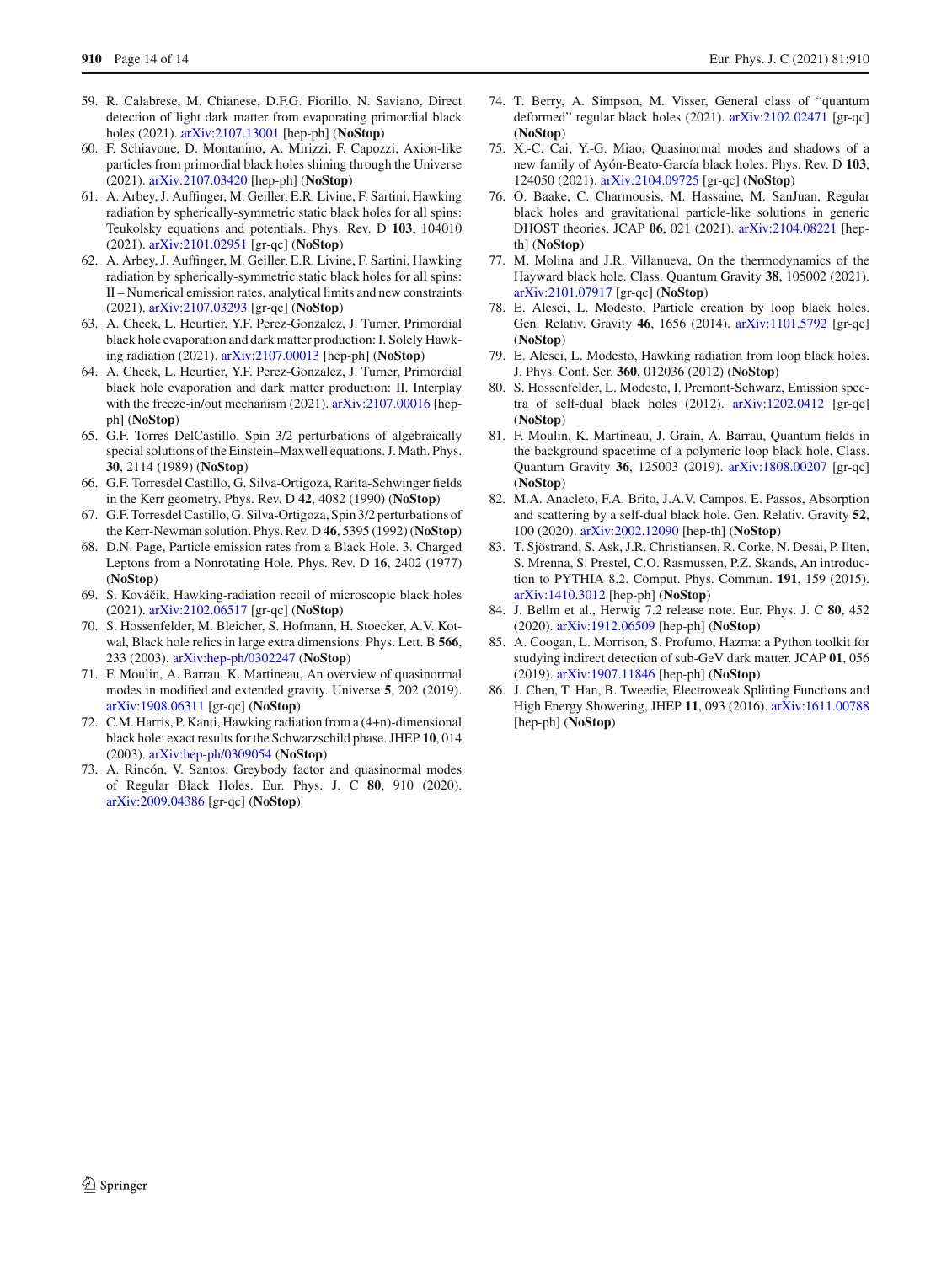59. R. Calabrese, M. Chianese, D.F.G. Fiorillo, N. Saviano, Direct detection of light dark matter from evaporating primordial black holes (2021). arXiv:2107.13001 [hep-ph] (**NoStop**)
60. F. Schiavone, D. Montanino, A. Mirizzi, F. Capozzi, Axion-like particles from primordial black holes shining through the Universe (2021). arXiv:2107.03420 [hep-ph] (**NoStop**)
61. A. Arbey, J. Auffinger, M. Geiller, E.R. Livine, F. Sartini, Hawking radiation by spherically-symmetric static black holes for all spins: Teukolsky equations and potentials. Phys. Rev. D **103**, 104010 (2021). arXiv:2101.02951 [gr-qc] (**NoStop**)
62. A. Arbey, J. Auffinger, M. Geiller, E.R. Livine, F. Sartini, Hawking radiation by spherically-symmetric static black holes for all spins: II – Numerical emission rates, analytical limits and new constraints (2021). arXiv:2107.03293 [gr-qc] (**NoStop**)
63. A. Cheek, L. Heurtier, Y.F. Perez-Gonzalez, J. Turner, Primordial black hole evaporation and dark matter production: I. Solely Hawking radiation (2021). arXiv:2107.00013 [hep-ph] (**NoStop**)
64. A. Cheek, L. Heurtier, Y.F. Perez-Gonzalez, J. Turner, Primordial black hole evaporation and dark matter production: II. Interplay with the freeze-in/out mechanism (2021). arXiv:2107.00016 [hep-ph] (**NoStop**)
65. G.F. Torres DelCastillo, Spin 3/2 perturbations of algebraically special solutions of the Einstein–Maxwell equations. J. Math. Phys. **30**, 2114 (1989) (**NoStop**)
66. G.F. Torresdel Castillo, G. Silva-Ortigoza, Rarita-Schwinger fields in the Kerr geometry. Phys. Rev. D **42**, 4082 (1990) (**NoStop**)
67. G.F. Torresdel Castillo, G. Silva-Ortigoza, Spin 3/2 perturbations of the Kerr-Newman solution. Phys. Rev. D **46**, 5395 (1992) (**NoStop**)
68. D.N. Page, Particle emission rates from a Black Hole. 3. Charged Leptons from a Nonrotating Hole. Phys. Rev. D **16**, 2402 (1977) (**NoStop**)
69. S. Kováčik, Hawking-radiation recoil of microscopic black holes (2021). arXiv:2102.06517 [gr-qc] (**NoStop**)
70. S. Hossenfelder, M. Bleicher, S. Hofmann, H. Stoecker, A.V. Kotwal, Black hole relics in large extra dimensions. Phys. Lett. B **566**, 233 (2003). arXiv:hep-ph/0302247 (**NoStop**)
71. F. Moulin, A. Barrau, K. Martineau, An overview of quasinormal modes in modified and extended gravity. Universe **5**, 202 (2019). arXiv:1908.06311 [gr-qc] (**NoStop**)
72. C.M. Harris, P. Kanti, Hawking radiation from a (4+n)-dimensional black hole: exact results for the Schwarzschild phase. JHEP **10**, 014 (2003). arXiv:hep-ph/0309054 (**NoStop**)
73. A. Rincón, V. Santos, Greybody factor and quasinormal modes of Regular Black Holes. Eur. Phys. J. C **80**, 910 (2020). arXiv:2009.04386 [gr-qc] (**NoStop**)
74. T. Berry, A. Simpson, M. Visser, General class of "quantum deformed" regular black holes (2021). arXiv:2102.02471 [gr-qc] (**NoStop**)
75. X.-C. Cai, Y.-G. Miao, Quasinormal modes and shadows of a new family of Ayón-Beato-García black holes. Phys. Rev. D **103**, 124050 (2021). arXiv:2104.09725 [gr-qc] (**NoStop**)
76. O. Baake, C. Charmousis, M. Hassaine, M. SanJuan, Regular black holes and gravitational particle-like solutions in generic DHOST theories. JCAP **06**, 021 (2021). arXiv:2104.08221 [hep-th] (**NoStop**)
77. M. Molina and J.R. Villanueva, On the thermodynamics of the Hayward black hole. Class. Quantum Gravity **38**, 105002 (2021). arXiv:2101.07917 [gr-qc] (**NoStop**)
78. E. Alesci, L. Modesto, Particle creation by loop black holes. Gen. Relativ. Gravity **46**, 1656 (2014). arXiv:1101.5792 [gr-qc] (**NoStop**)
79. E. Alesci, L. Modesto, Hawking radiation from loop black holes. J. Phys. Conf. Ser. **360**, 012036 (2012) (**NoStop**)
80. S. Hossenfelder, L. Modesto, I. Premont-Schwarz, Emission spectra of self-dual black holes (2012). arXiv:1202.0412 [gr-qc] (**NoStop**)
81. F. Moulin, K. Martineau, J. Grain, A. Barrau, Quantum fields in the background spacetime of a polymeric loop black hole. Class. Quantum Gravity **36**, 125003 (2019). arXiv:1808.00207 [gr-qc] (**NoStop**)
82. M.A. Anacleto, F.A. Brito, J.A.V. Campos, E. Passos, Absorption and scattering by a self-dual black hole. Gen. Relativ. Gravity **52**, 100 (2020). arXiv:2002.12090 [hep-th] (**NoStop**)
83. T. Sjöstrand, S. Ask, J.R. Christiansen, R. Corke, N. Desai, P. Ilten, S. Mrenna, S. Prestel, C.O. Rasmussen, P.Z. Skands, An introduction to PYTHIA 8.2. Comput. Phys. Commun. **191**, 159 (2015). arXiv:1410.3012 [hep-ph] (**NoStop**)
84. J. Bellm et al., Herwig 7.2 release note. Eur. Phys. J. C **80**, 452 (2020). arXiv:1912.06509 [hep-ph] (**NoStop**)
85. A. Coogan, L. Morrison, S. Profumo, Hazma: a Python toolkit for studying indirect detection of sub-GeV dark matter. JCAP **01**, 056 (2019). arXiv:1907.11846 [hep-ph] (**NoStop**)
86. J. Chen, T. Han, B. Tweedie, Electroweak Splitting Functions and High Energy Showering, JHEP **11**, 093 (2016). arXiv:1611.00788 [hep-ph] (**NoStop**)